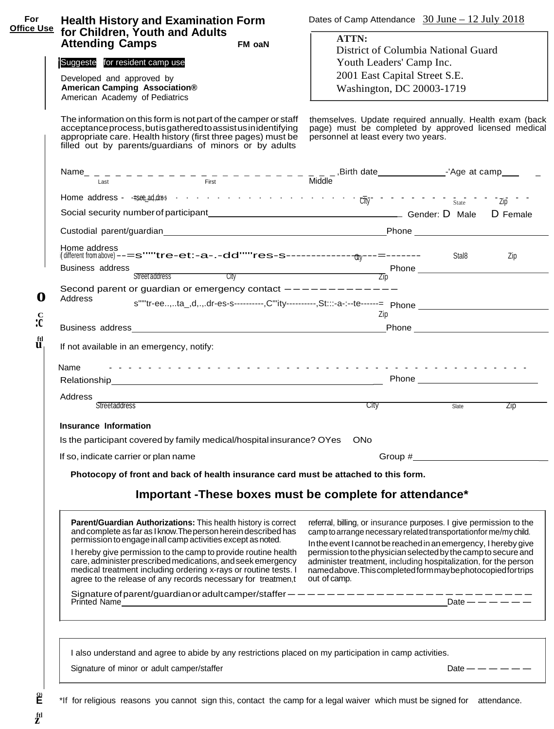**For Office Use**

# Health History and Examination Form for Children, Youth and Adults Attending Camps

FM oaN

Suggested for resident camp use

Developed and approved by
**American Camping Association®**
American Academy of Pediatrics

Dates of Camp Attendance 30 June – 12 July 2018

**ATTN:**
District of Columbia National Guard
Youth Leaders' Camp Inc.
2001 East Capital Street S.E.
Washington, DC 20003-1719

The information on this form is not part of the camper or staff acceptance process, but is gathered to assist us in identifying appropriate care. Health history (first three pages) must be filled out by parents/guardians of minors or by adults themselves. Update required annually. Health exam (back page) must be completed by approved licensed medical personnel at least every two years.

Name______________________________ Birth date__________ Age at camp____
Last First Middle

Home address - street address ______________ City ______ State ______ Zip ______

Social security number of participant__________________ Gender: D Male D Female

Custodial parent/guardian______________________________ Phone ____________

Home address (different from above) Street address ______________ City ______ State ______ Zip ______

Business address ______________________________ Phone ____________
Street address City Zip

Second parent or guardian or emergency contact ______________

Address Street address ______ City ______ State ______ Phone ____________
Zip

Business address______________________________ Phone ____________

If not available in an emergency, notify:

Name ______________________________

Relationship______________________________ Phone ____________

Address ______________________________
Street address City State Zip

**Insurance Information**

Is the participant covered by family medical/hospital insurance? O Yes O No

If so, indicate carrier or plan name ______________ Group #______________

**Photocopy of front and back of health insurance card must be attached to this form.**

## Important -These boxes must be complete for attendance*

**Parent/Guardian Authorizations:** This health history is correct and complete as far as I know. The person herein described has permission to engage in all camp activities except as noted.

I hereby give permission to the camp to provide routine health care, administer prescribed medications, and seek emergency medical treatment including ordering x-rays or routine tests. I agree to the release of any records necessary for treatment, referral, billing, or insurance purposes. I give permission to the camp to arrange necessary related transportation for me/my child.

In the event I cannot be reached in an emergency, I hereby give permission to the physician selected by the camp to secure and administer treatment, including hospitalization, for the person named above. This completed form may be photocopied for trips out of camp.

Signature of parent/guardian or adult camper/staffer ______________________________

Printed Name______________________________ Date ______

I also understand and agree to abide by any restrictions placed on my participation in camp activities.

Signature of minor or adult camper/staffer ______________________________ Date ______

*If for religious reasons you cannot sign this, contact the camp for a legal waiver which must be signed for attendance.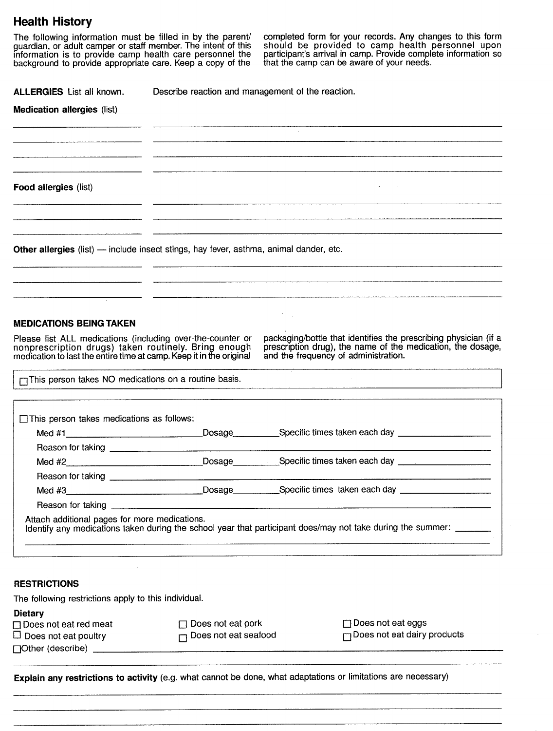## Health History

The following information must be filled in by the parent/guardian, or adult camper or staff member. The intent of this information is to provide camp health care personnel the background to provide appropriate care. Keep a copy of the completed form for your records. Any changes to this form should be provided to camp health personnel upon participant's arrival in camp. Provide complete information so that the camp can be aware of your needs.

**ALLERGIES** List all known. Describe reaction and management of the reaction.

**Medication allergies** (list)

_______________ _______________________________________________

_______________ _______________________________________________

_______________ _______________________________________________

_______________ _______________________________________________

**Food allergies** (list)

_______________ _______________________________________________

_______________ _______________________________________________

_______________ _______________________________________________

**Other allergies** (list) — include insect stings, hay fever, asthma, animal dander, etc.

_______________ _______________________________________________

_______________ _______________________________________________

_______________ _______________________________________________

### MEDICATIONS BEING TAKEN

Please list ALL medications (including over-the-counter or nonprescription drugs) taken routinely. Bring enough medication to last the entire time at camp. Keep it in the original packaging/bottle that identifies the prescribing physician (if a prescription drug), the name of the medication, the dosage, and the frequency of administration.

☐ This person takes NO medications on a routine basis.

☐ This person takes medications as follows:

Med #1_______________________ Dosage_________ Specific times taken each day _______________

Reason for taking _______________________________________________

Med #2_______________________ Dosage_________ Specific times taken each day _______________

Reason for taking _______________________________________________

Med #3_______________________ Dosage_________ Specific times taken each day _______________

Reason for taking _______________________________________________

Attach additional pages for more medications.

Identify any medications taken during the school year that participant does/may not take during the summer: _______

_______________________________________________________________

### RESTRICTIONS

The following restrictions apply to this individual.

**Dietary**

☐ Does not eat red meat ☐ Does not eat pork ☐ Does not eat eggs

☐ Does not eat poultry ☐ Does not eat seafood ☐ Does not eat dairy products

☐ Other (describe) _______________________________________________

_______________________________________________________________

**Explain any restrictions to activity** (e.g. what cannot be done, what adaptations or limitations are necessary)

_______________________________________________________________

_______________________________________________________________

_______________________________________________________________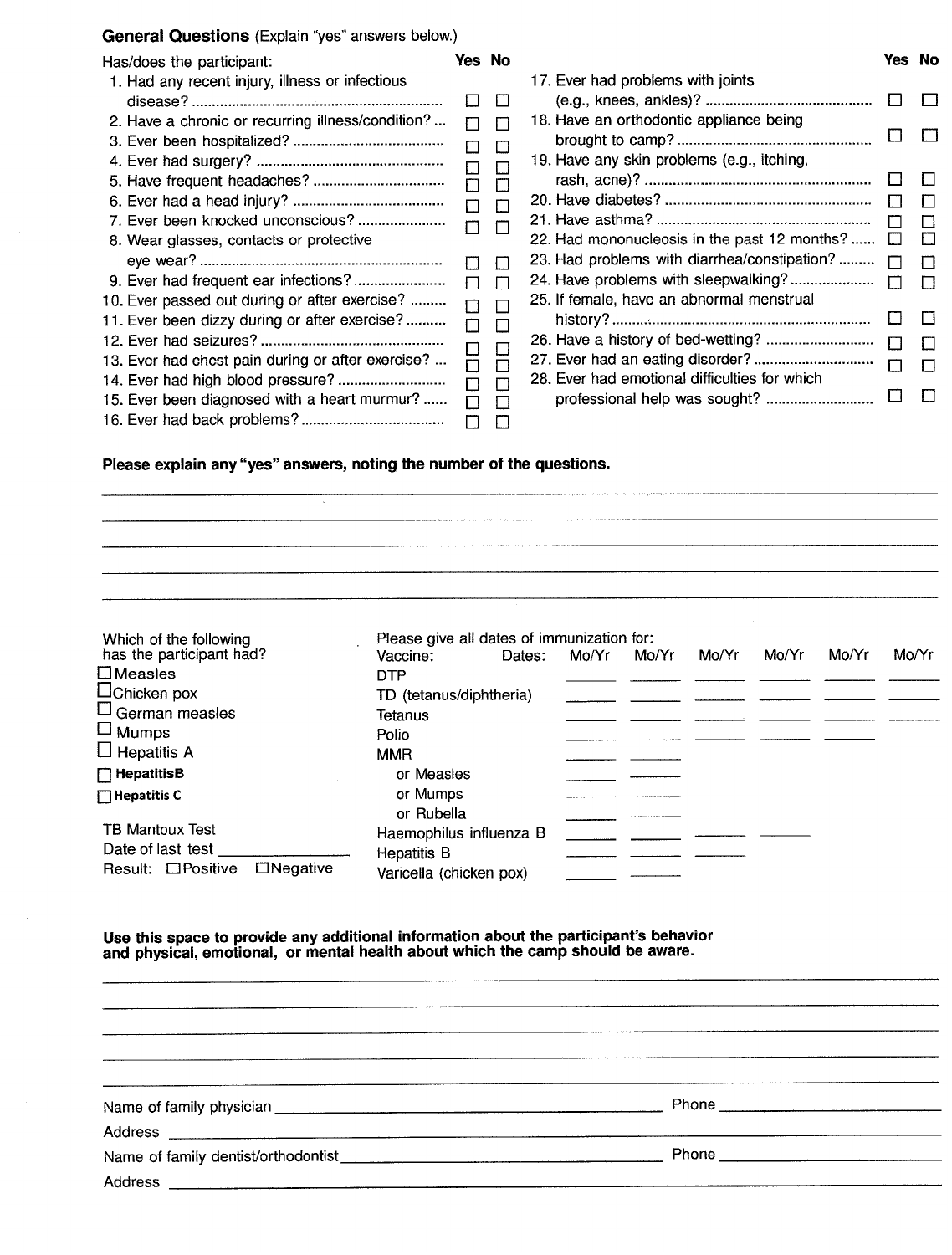**General Questions** (Explain "yes" answers below.)

Has/does the participant:

| # | Question | Yes | No |
|---|---|---|---|
| 1. | Had any recent injury, illness or infectious disease? | ☐ | ☐ |
| 2. | Have a chronic or recurring illness/condition? | ☐ | ☐ |
| 3. | Ever been hospitalized? | ☐ | ☐ |
| 4. | Ever had surgery? | ☐ | ☐ |
| 5. | Have frequent headaches? | ☐ | ☐ |
| 6. | Ever had a head injury? | ☐ | ☐ |
| 7. | Ever been knocked unconscious? | ☐ | ☐ |
| 8. | Wear glasses, contacts or protective eye wear? | ☐ | ☐ |
| 9. | Ever had frequent ear infections? | ☐ | ☐ |
| 10. | Ever passed out during or after exercise? | ☐ | ☐ |
| 11. | Ever been dizzy during or after exercise? | ☐ | ☐ |
| 12. | Ever had seizures? | ☐ | ☐ |
| 13. | Ever had chest pain during or after exercise? | ☐ | ☐ |
| 14. | Ever had high blood pressure? | ☐ | ☐ |
| 15. | Ever been diagnosed with a heart murmur? | ☐ | ☐ |
| 16. | Ever had back problems? | ☐ | ☐ |
| 17. | Ever had problems with joints (e.g., knees, ankles)? | ☐ | ☐ |
| 18. | Have an orthodontic appliance being brought to camp? | ☐ | ☐ |
| 19. | Have any skin problems (e.g., itching, rash, acne)? | ☐ | ☐ |
| 20. | Have diabetes? | ☐ | ☐ |
| 21. | Have asthma? | ☐ | ☐ |
| 22. | Had mononucleosis in the past 12 months? | ☐ | ☐ |
| 23. | Had problems with diarrhea/constipation? | ☐ | ☐ |
| 24. | Have problems with sleepwalking? | ☐ | ☐ |
| 25. | If female, have an abnormal menstrual history? | ☐ | ☐ |
| 26. | Have a history of bed-wetting? | ☐ | ☐ |
| 27. | Ever had an eating disorder? | ☐ | ☐ |
| 28. | Ever had emotional difficulties for which professional help was sought? | ☐ | ☐ |

**Please explain any "yes" answers, noting the number of the questions.**

\_\_\_\_\_\_\_\_\_\_\_\_\_\_\_\_\_\_\_\_\_\_\_\_\_\_\_\_\_\_\_\_\_\_\_\_\_\_\_\_\_\_\_\_\_\_\_\_\_\_\_\_\_\_\_\_

\_\_\_\_\_\_\_\_\_\_\_\_\_\_\_\_\_\_\_\_\_\_\_\_\_\_\_\_\_\_\_\_\_\_\_\_\_\_\_\_\_\_\_\_\_\_\_\_\_\_\_\_\_\_\_\_

\_\_\_\_\_\_\_\_\_\_\_\_\_\_\_\_\_\_\_\_\_\_\_\_\_\_\_\_\_\_\_\_\_\_\_\_\_\_\_\_\_\_\_\_\_\_\_\_\_\_\_\_\_\_\_\_

\_\_\_\_\_\_\_\_\_\_\_\_\_\_\_\_\_\_\_\_\_\_\_\_\_\_\_\_\_\_\_\_\_\_\_\_\_\_\_\_\_\_\_\_\_\_\_\_\_\_\_\_\_\_\_\_

\_\_\_\_\_\_\_\_\_\_\_\_\_\_\_\_\_\_\_\_\_\_\_\_\_\_\_\_\_\_\_\_\_\_\_\_\_\_\_\_\_\_\_\_\_\_\_\_\_\_\_\_\_\_\_\_

Which of the following has the participant had?

- ☐ Measles
- ☐ Chicken pox
- ☐ German measles
- ☐ Mumps
- ☐ Hepatitis A
- ☐ **HepatitisB**
- ☐ **Hepatitis C**

TB Mantoux Test

Date of last test \_\_\_\_\_\_\_\_\_\_\_\_

Result: ☐Positive ☐Negative

Please give all dates of immunization for:

| Vaccine: Dates: | Mo/Yr | Mo/Yr | Mo/Yr | Mo/Yr | Mo/Yr | Mo/Yr |
|---|---|---|---|---|---|---|
| DTP | \_\_\_\_ | \_\_\_\_ | \_\_\_\_ | \_\_\_\_ | \_\_\_\_ | \_\_\_\_ |
| TD (tetanus/diphtheria) | \_\_\_\_ | \_\_\_\_ | \_\_\_\_ | \_\_\_\_ | \_\_\_\_ | \_\_\_\_ |
| Tetanus | \_\_\_\_ | \_\_\_\_ | \_\_\_\_ | \_\_\_\_ | \_\_\_\_ | \_\_\_\_ |
| Polio | \_\_\_\_ | \_\_\_\_ | \_\_\_\_ | \_\_\_\_ | \_\_\_\_ | |
| MMR | \_\_\_\_ | \_\_\_\_ | | | | |
| or Measles | \_\_\_\_ | \_\_\_\_ | | | | |
| or Mumps | \_\_\_\_ | \_\_\_\_ | | | | |
| or Rubella | \_\_\_\_ | \_\_\_\_ | | | | |
| Haemophilus influenza B | \_\_\_\_ | \_\_\_\_ | \_\_\_\_ | \_\_\_\_ | | |
| Hepatitis B | \_\_\_\_ | \_\_\_\_ | \_\_\_\_ | | | |
| Varicella (chicken pox) | \_\_\_\_ | \_\_\_\_ | | | | |

**Use this space to provide any additional information about the participant's behavior and physical, emotional, or mental health about which the camp should be aware.**

\_\_\_\_\_\_\_\_\_\_\_\_\_\_\_\_\_\_\_\_\_\_\_\_\_\_\_\_\_\_\_\_\_\_\_\_\_\_\_\_\_\_\_\_\_\_\_\_\_\_\_\_\_\_\_\_

\_\_\_\_\_\_\_\_\_\_\_\_\_\_\_\_\_\_\_\_\_\_\_\_\_\_\_\_\_\_\_\_\_\_\_\_\_\_\_\_\_\_\_\_\_\_\_\_\_\_\_\_\_\_\_\_

\_\_\_\_\_\_\_\_\_\_\_\_\_\_\_\_\_\_\_\_\_\_\_\_\_\_\_\_\_\_\_\_\_\_\_\_\_\_\_\_\_\_\_\_\_\_\_\_\_\_\_\_\_\_\_\_

\_\_\_\_\_\_\_\_\_\_\_\_\_\_\_\_\_\_\_\_\_\_\_\_\_\_\_\_\_\_\_\_\_\_\_\_\_\_\_\_\_\_\_\_\_\_\_\_\_\_\_\_\_\_\_\_

\_\_\_\_\_\_\_\_\_\_\_\_\_\_\_\_\_\_\_\_\_\_\_\_\_\_\_\_\_\_\_\_\_\_\_\_\_\_\_\_\_\_\_\_\_\_\_\_\_\_\_\_\_\_\_\_

Name of family physician \_\_\_\_\_\_\_\_\_\_\_\_\_\_\_\_\_\_\_\_\_\_\_\_ Phone \_\_\_\_\_\_\_\_\_\_\_\_

Address \_\_\_\_\_\_\_\_\_\_\_\_\_\_\_\_\_\_\_\_\_\_\_\_\_\_\_\_\_\_\_\_\_\_\_\_\_\_\_\_

Name of family dentist/orthodontist \_\_\_\_\_\_\_\_\_\_\_\_\_\_\_\_\_\_\_\_\_\_\_\_ Phone \_\_\_\_\_\_\_\_\_\_\_\_

Address \_\_\_\_\_\_\_\_\_\_\_\_\_\_\_\_\_\_\_\_\_\_\_\_\_\_\_\_\_\_\_\_\_\_\_\_\_\_\_\_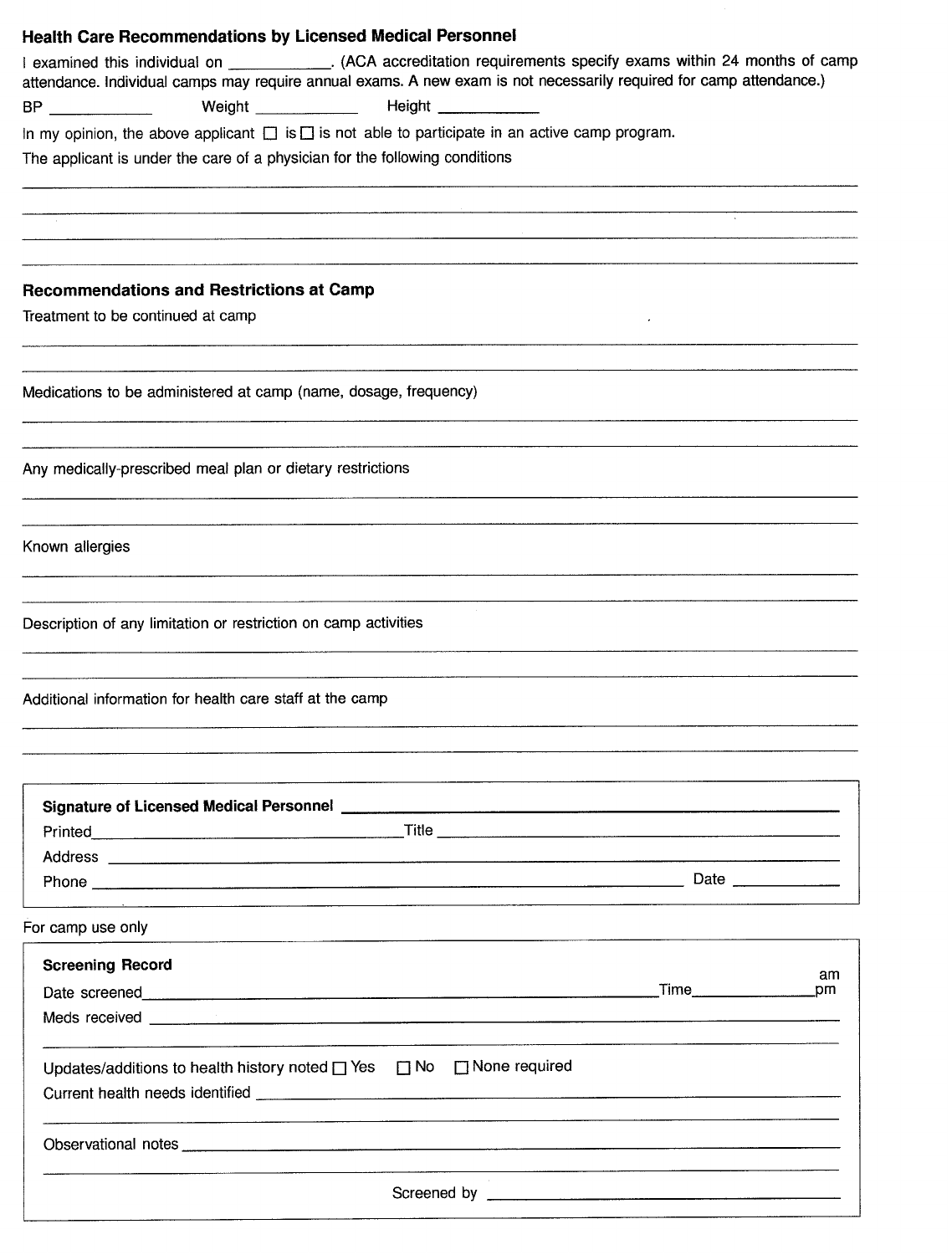## Health Care Recommendations by Licensed Medical Personnel

I examined this individual on ___________. (ACA accreditation requirements specify exams within 24 months of camp attendance. Individual camps may require annual exams. A new exam is not necessarily required for camp attendance.)

BP ___________ Weight ___________ Height ___________

In my opinion, the above applicant ☐ is ☐ is not able to participate in an active camp program.

The applicant is under the care of a physician for the following conditions

_______________________________________________

_______________________________________________

_______________________________________________

_______________________________________________

## Recommendations and Restrictions at Camp

Treatment to be continued at camp

_______________________________________________

_______________________________________________

Medications to be administered at camp (name, dosage, frequency)

_______________________________________________

_______________________________________________

Any medically-prescribed meal plan or dietary restrictions

_______________________________________________

_______________________________________________

Known allergies

_______________________________________________

_______________________________________________

Description of any limitation or restriction on camp activities

_______________________________________________

_______________________________________________

Additional information for health care staff at the camp

_______________________________________________

_______________________________________________

**Signature of Licensed Medical Personnel** _______________________________________________

Printed ___________________________ Title ___________________________

Address _______________________________________________

Phone ___________________________ Date ___________

For camp use only

**Screening Record**

Date screened ___________________________ Time ___________ am/pm

Meds received _______________________________________________

_______________________________________________

Updates/additions to health history noted ☐ Yes ☐ No ☐ None required

Current health needs identified _______________________________________________

_______________________________________________

Observational notes _______________________________________________

_______________________________________________

Screened by ___________________________